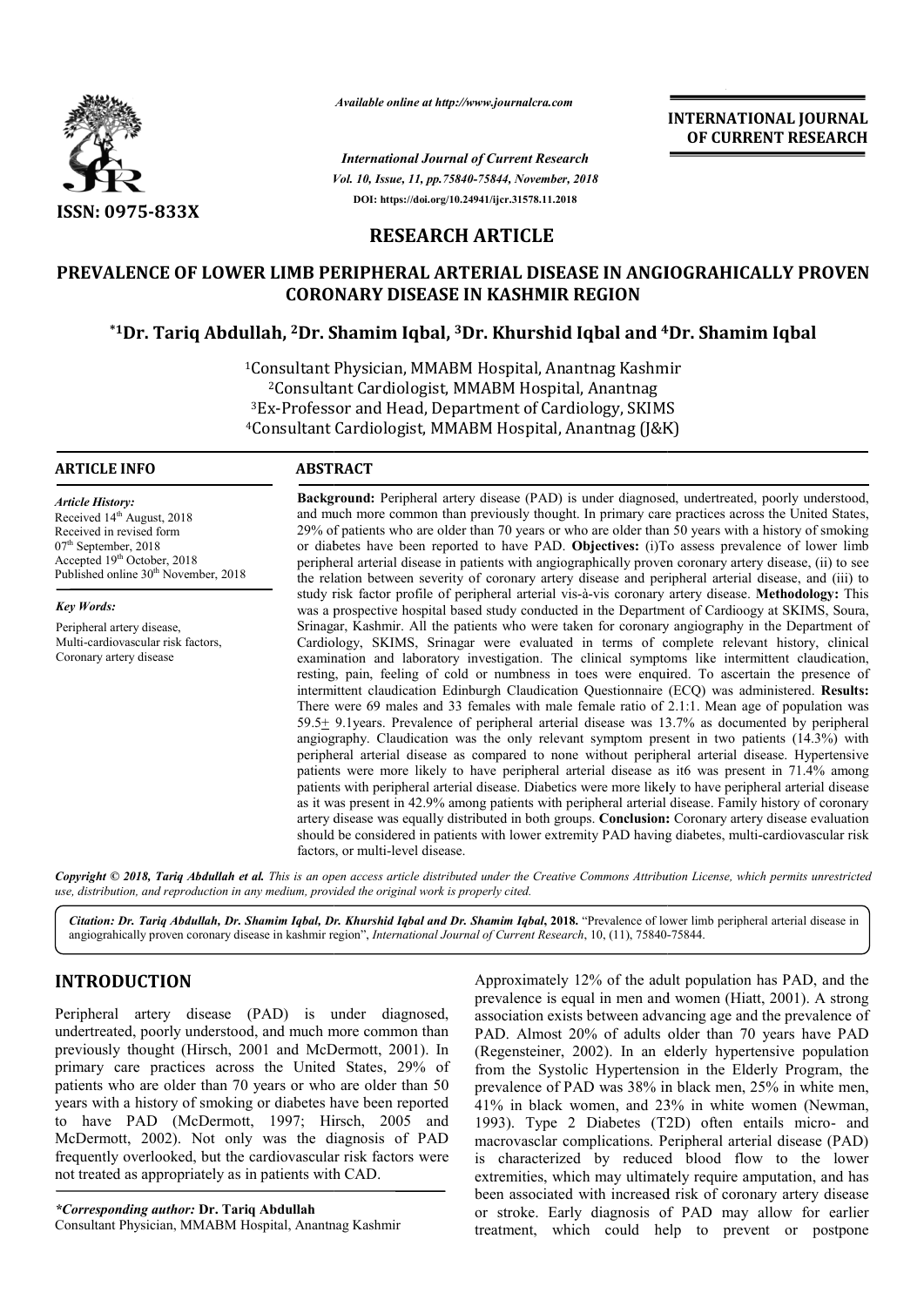*Available online at http://www.journalcra.com*

*International Journal of Current Research*
*Vol. 10, Issue, 11, pp.75840-75844, November, 2018*
**DOI: https://doi.org/10.24941/ijcr.31578.11.2018**

**INTERNATIONAL JOURNAL OF CURRENT RESEARCH**

**ISSN: 0975-833X**

## RESEARCH ARTICLE

# PREVALENCE OF LOWER LIMB PERIPHERAL ARTERIAL DISEASE IN ANGIOGRAHICALLY PROVEN CORONARY DISEASE IN KASHMIR REGION

**[*1]Dr. Tariq Abdullah, [2]Dr. Shamim Iqbal, [3]Dr. Khurshid Iqbal and [4]Dr. Shamim Iqbal**

[1]Consultant Physician, MMABM Hospital, Anantnag Kashmir
[2]Consultant Cardiologist, MMABM Hospital, Anantnag
[3]Ex-Professor and Head, Department of Cardiology, SKIMS
[4]Consultant Cardiologist, MMABM Hospital, Anantnag (J&K)

### ARTICLE INFO

*Article History:*
Received 14[th] August, 2018
Received in revised form
07[th] September, 2018
Accepted 19[th] October, 2018
Published online 30[th] November, 2018

*Key Words:*
Peripheral artery disease,
Multi-cardiovascular risk factors,
Coronary artery disease

### ABSTRACT

**Background:** Peripheral artery disease (PAD) is under diagnosed, undertreated, poorly understood, and much more common than previously thought. In primary care practices across the United States, 29% of patients who are older than 70 years or who are older than 50 years with a history of smoking or diabetes have been reported to have PAD. **Objectives:** (i)To assess prevalence of lower limb peripheral arterial disease in patients with angiographically proven coronary artery disease, (ii) to see the relation between severity of coronary artery disease and peripheral arterial disease, and (iii) to study risk factor profile of peripheral arterial vis-à-vis coronary artery disease. **Methodology:** This was a prospective hospital based study conducted in the Department of Cardioogy at SKIMS, Soura, Srinagar, Kashmir. All the patients who were taken for coronary angiography in the Department of Cardiology, SKIMS, Srinagar were evaluated in terms of complete relevant history, clinical examination and laboratory investigation. The clinical symptoms like intermittent claudication, resting, pain, feeling of cold or numbness in toes were enquired. To ascertain the presence of intermittent claudication Edinburgh Claudication Questionnaire (ECQ) was administered. **Results:** There were 69 males and 33 females with male female ratio of 2.1:1. Mean age of population was 59.5$\pm$ 9.1years. Prevalence of peripheral arterial disease was 13.7% as documented by peripheral angiography. Claudication was the only relevant symptom present in two patients (14.3%) with peripheral arterial disease as compared to none without peripheral arterial disease. Hypertensive patients were more likely to have peripheral arterial disease as it6 was present in 71.4% among patients with peripheral arterial disease. Diabetics were more likely to have peripheral arterial disease as it was present in 42.9% among patients with peripheral arterial disease. Family history of coronary artery disease was equally distributed in both groups. **Conclusion:** Coronary artery disease evaluation should be considered in patients with lower extremity PAD having diabetes, multi-cardiovascular risk factors, or multi-level disease.

*Copyright © 2018, Tariq Abdullah et al. This is an open access article distributed under the Creative Commons Attribution License, which permits unrestricted use, distribution, and reproduction in any medium, provided the original work is properly cited.*

*Citation: Dr. Tariq Abdullah, Dr. Shamim Iqbal, Dr. Khurshid Iqbal and Dr. Shamim Iqbal,* **2018.** "Prevalence of lower limb peripheral arterial disease in angiograhically proven coronary disease in kashmir region", *International Journal of Current Research*, 10, (11), 75840-75844.

## INTRODUCTION

Peripheral artery disease (PAD) is under diagnosed, undertreated, poorly understood, and much more common than previously thought (Hirsch, 2001 and McDermott, 2001). In primary care practices across the United States, 29% of patients who are older than 70 years or who are older than 50 years with a history of smoking or diabetes have been reported to have PAD (McDermott, 1997; Hirsch, 2005 and McDermott, 2002). Not only was the diagnosis of PAD frequently overlooked, but the cardiovascular risk factors were not treated as appropriately as in patients with CAD.

Approximately 12% of the adult population has PAD, and the prevalence is equal in men and women (Hiatt, 2001). A strong association exists between advancing age and the prevalence of PAD. Almost 20% of adults older than 70 years have PAD (Regensteiner, 2002). In an elderly hypertensive population from the Systolic Hypertension in the Elderly Program, the prevalence of PAD was 38% in black men, 25% in white men, 41% in black women, and 23% in white women (Newman, 1993). Type 2 Diabetes (T2D) often entails micro- and macrovasclar complications. Peripheral arterial disease (PAD) is characterized by reduced blood flow to the lower extremities, which may ultimately require amputation, and has been associated with increased risk of coronary artery disease or stroke. Early diagnosis of PAD may allow for earlier treatment, which could help to prevent or postpone

*\*Corresponding author:* **Dr. Tariq Abdullah**
Consultant Physician, MMABM Hospital, Anantnag Kashmir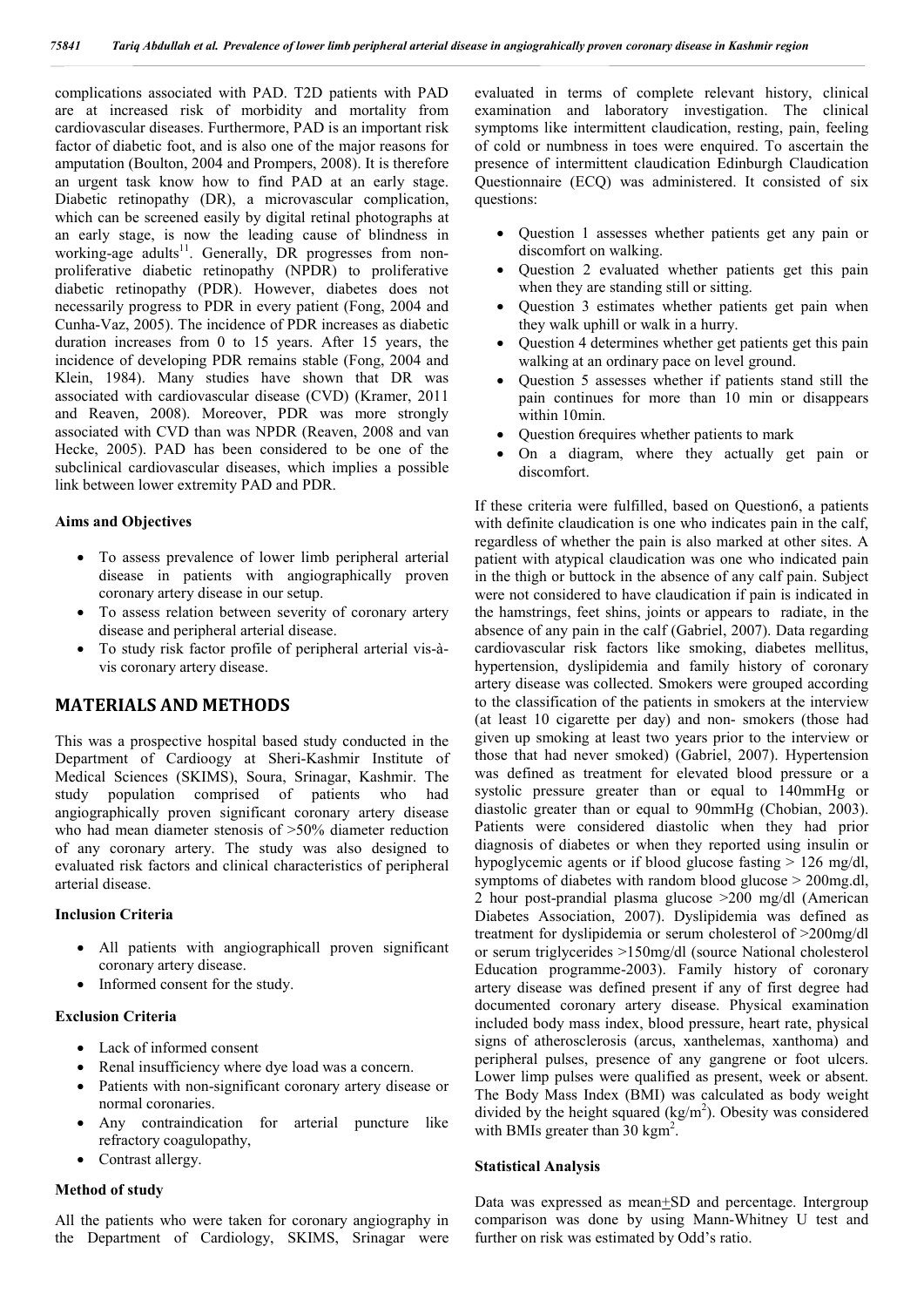complications associated with PAD. T2D patients with PAD are at increased risk of morbidity and mortality from cardiovascular diseases. Furthermore, PAD is an important risk factor of diabetic foot, and is also one of the major reasons for amputation (Boulton, 2004 and Prompers, 2008). It is therefore an urgent task know how to find PAD at an early stage. Diabetic retinopathy (DR), a microvascular complication, which can be screened easily by digital retinal photographs at an early stage, is now the leading cause of blindness in working-age adults[11]. Generally, DR progresses from non-proliferative diabetic retinopathy (NPDR) to proliferative diabetic retinopathy (PDR). However, diabetes does not necessarily progress to PDR in every patient (Fong, 2004 and Cunha-Vaz, 2005). The incidence of PDR increases as diabetic duration increases from 0 to 15 years. After 15 years, the incidence of developing PDR remains stable (Fong, 2004 and Klein, 1984). Many studies have shown that DR was associated with cardiovascular disease (CVD) (Kramer, 2011 and Reaven, 2008). Moreover, PDR was more strongly associated with CVD than was NPDR (Reaven, 2008 and van Hecke, 2005). PAD has been considered to be one of the subclinical cardiovascular diseases, which implies a possible link between lower extremity PAD and PDR.

### Aims and Objectives

- To assess prevalence of lower limb peripheral arterial disease in patients with angiographically proven coronary artery disease in our setup.
- To assess relation between severity of coronary artery disease and peripheral arterial disease.
- To study risk factor profile of peripheral arterial vis-à-vis coronary artery disease.

## MATERIALS AND METHODS

This was a prospective hospital based study conducted in the Department of Cardioogy at Sheri-Kashmir Institute of Medical Sciences (SKIMS), Soura, Srinagar, Kashmir. The study population comprised of patients who had angiographically proven significant coronary artery disease who had mean diameter stenosis of >50% diameter reduction of any coronary artery. The study was also designed to evaluated risk factors and clinical characteristics of peripheral arterial disease.

### Inclusion Criteria

- All patients with angiographicall proven significant coronary artery disease.
- Informed consent for the study.

### Exclusion Criteria

- Lack of informed consent
- Renal insufficiency where dye load was a concern.
- Patients with non-significant coronary artery disease or normal coronaries.
- Any contraindication for arterial puncture like refractory coagulopathy,
- Contrast allergy.

### Method of study

All the patients who were taken for coronary angiography in the Department of Cardiology, SKIMS, Srinagar were evaluated in terms of complete relevant history, clinical examination and laboratory investigation. The clinical symptoms like intermittent claudication, resting, pain, feeling of cold or numbness in toes were enquired. To ascertain the presence of intermittent claudication Edinburgh Claudication Questionnaire (ECQ) was administered. It consisted of six questions:

- Question 1 assesses whether patients get any pain or discomfort on walking.
- Question 2 evaluated whether patients get this pain when they are standing still or sitting.
- Question 3 estimates whether patients get pain when they walk uphill or walk in a hurry.
- Question 4 determines whether get patients get this pain walking at an ordinary pace on level ground.
- Question 5 assesses whether if patients stand still the pain continues for more than 10 min or disappears within 10min.
- Question 6requires whether patients to mark
- On a diagram, where they actually get pain or discomfort.

If these criteria were fulfilled, based on Question6, a patients with definite claudication is one who indicates pain in the calf, regardless of whether the pain is also marked at other sites. A patient with atypical claudication was one who indicated pain in the thigh or buttock in the absence of any calf pain. Subject were not considered to have claudication if pain is indicated in the hamstrings, feet shins, joints or appears to radiate, in the absence of any pain in the calf (Gabriel, 2007). Data regarding cardiovascular risk factors like smoking, diabetes mellitus, hypertension, dyslipidemia and family history of coronary artery disease was collected. Smokers were grouped according to the classification of the patients in smokers at the interview (at least 10 cigarette per day) and non- smokers (those had given up smoking at least two years prior to the interview or those that had never smoked) (Gabriel, 2007). Hypertension was defined as treatment for elevated blood pressure or a systolic pressure greater than or equal to 140mmHg or diastolic greater than or equal to 90mmHg (Chobian, 2003). Patients were considered diastolic when they had prior diagnosis of diabetes or when they reported using insulin or hypoglycemic agents or if blood glucose fasting > 126 mg/dl, symptoms of diabetes with random blood glucose > 200mg.dl, 2 hour post-prandial plasma glucose >200 mg/dl (American Diabetes Association, 2007). Dyslipidemia was defined as treatment for dyslipidemia or serum cholesterol of >200mg/dl or serum triglycerides >150mg/dl (source National cholesterol Education programme-2003). Family history of coronary artery disease was defined present if any of first degree had documented coronary artery disease. Physical examination included body mass index, blood pressure, heart rate, physical signs of atherosclerosis (arcus, xanthelemas, xanthoma) and peripheral pulses, presence of any gangrene or foot ulcers. Lower limp pulses were qualified as present, week or absent. The Body Mass Index (BMI) was calculated as body weight divided by the height squared ($kg/m^2$). Obesity was considered with BMIs greater than 30 $kgm^2$.

### Statistical Analysis

Data was expressed as mean±SD and percentage. Intergroup comparison was done by using Mann-Whitney U test and further on risk was estimated by Odd's ratio.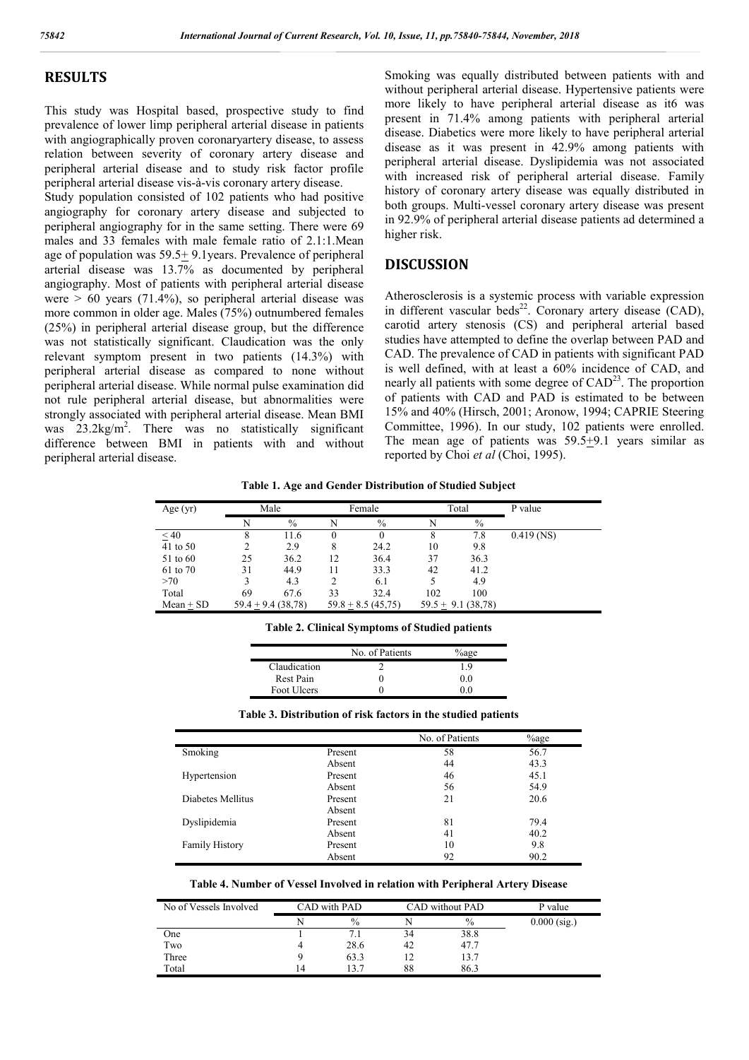## RESULTS

This study was Hospital based, prospective study to find prevalence of lower limp peripheral arterial disease in patients with angiographically proven coronaryartery disease, to assess relation between severity of coronary artery disease and peripheral arterial disease and to study risk factor profile peripheral arterial disease vis-à-vis coronary artery disease.

Study population consisted of 102 patients who had positive angiography for coronary artery disease and subjected to peripheral angiography for in the same setting. There were 69 males and 33 females with male female ratio of 2.1:1.Mean age of population was 59.5± 9.1years. Prevalence of peripheral arterial disease was 13.7% as documented by peripheral angiography. Most of patients with peripheral arterial disease were > 60 years (71.4%), so peripheral arterial disease was more common in older age. Males (75%) outnumbered females (25%) in peripheral arterial disease group, but the difference was not statistically significant. Claudication was the only relevant symptom present in two patients (14.3%) with peripheral arterial disease as compared to none without peripheral arterial disease. While normal pulse examination did not rule peripheral arterial disease, but abnormalities were strongly associated with peripheral arterial disease. Mean BMI was 23.2kg/m$^2$. There was no statistically significant difference between BMI in patients with and without peripheral arterial disease.

Smoking was equally distributed between patients with and without peripheral arterial disease. Hypertensive patients were more likely to have peripheral arterial disease as it6 was present in 71.4% among patients with peripheral arterial disease. Diabetics were more likely to have peripheral arterial disease as it was present in 42.9% among patients with peripheral arterial disease. Dyslipidemia was not associated with increased risk of peripheral arterial disease. Family history of coronary artery disease was equally distributed in both groups. Multi-vessel coronary artery disease was present in 92.9% of peripheral arterial disease patients ad determined a higher risk.

## DISCUSSION

Atherosclerosis is a systemic process with variable expression in different vascular beds[22]. Coronary artery disease (CAD), carotid artery stenosis (CS) and peripheral arterial based studies have attempted to define the overlap between PAD and CAD. The prevalence of CAD in patients with significant PAD is well defined, with at least a 60% incidence of CAD, and nearly all patients with some degree of CAD[23]. The proportion of patients with CAD and PAD is estimated to be between 15% and 40% (Hirsch, 2001; Aronow, 1994; CAPRIE Steering Committee, 1996). In our study, 102 patients were enrolled. The mean age of patients was 59.5±9.1 years similar as reported by Choi *et al* (Choi, 1995).

**Table 1. Age and Gender Distribution of Studied Subject**

| Age (yr) | Male | | Female | | Total | | P value |
|---|---|---|---|---|---|---|---|
| | N | % | N | % | N | % | |
| ≤ 40 | 8 | 11.6 | 0 | 0 | 8 | 7.8 | 0.419 (NS) |
| 41 to 50 | 2 | 2.9 | 8 | 24.2 | 10 | 9.8 | |
| 51 to 60 | 25 | 36.2 | 12 | 36.4 | 37 | 36.3 | |
| 61 to 70 | 31 | 44.9 | 11 | 33.3 | 42 | 41.2 | |
| >70 | 3 | 4.3 | 2 | 6.1 | 5 | 4.9 | |
| Total | 69 | 67.6 | 33 | 32.4 | 102 | 100 | |
| Mean ± SD | 59.4 ± 9.4 (38,78) | | 59.8 ± 8.5 (45,75) | | 59.5 ± 9.1 (38,78) | | |

**Table 2. Clinical Symptoms of Studied patients**

| | No. of Patients | %age |
|---|---|---|
| Claudication | 2 | 1.9 |
| Rest Pain | 0 | 0.0 |
| Foot Ulcers | 0 | 0.0 |

**Table 3. Distribution of risk factors in the studied patients**

| | | No. of Patients | %age |
|---|---|---|---|
| Smoking | Present | 58 | 56.7 |
| | Absent | 44 | 43.3 |
| Hypertension | Present | 46 | 45.1 |
| | Absent | 56 | 54.9 |
| Diabetes Mellitus | Present | 21 | 20.6 |
| | Absent | | |
| Dyslipidemia | Present | 81 | 79.4 |
| | Absent | 41 | 40.2 |
| Family History | Present | 10 | 9.8 |
| | Absent | 92 | 90.2 |

**Table 4. Number of Vessel Involved in relation with Peripheral Artery Disease**

| No of Vessels Involved | CAD with PAD | | CAD without PAD | | P value |
|---|---|---|---|---|---|
| | N | % | N | % | 0.000 (sig.) |
| One | 1 | 7.1 | 34 | 38.8 | |
| Two | 4 | 28.6 | 42 | 47.7 | |
| Three | 9 | 63.3 | 12 | 13.7 | |
| Total | 14 | 13.7 | 88 | 86.3 | |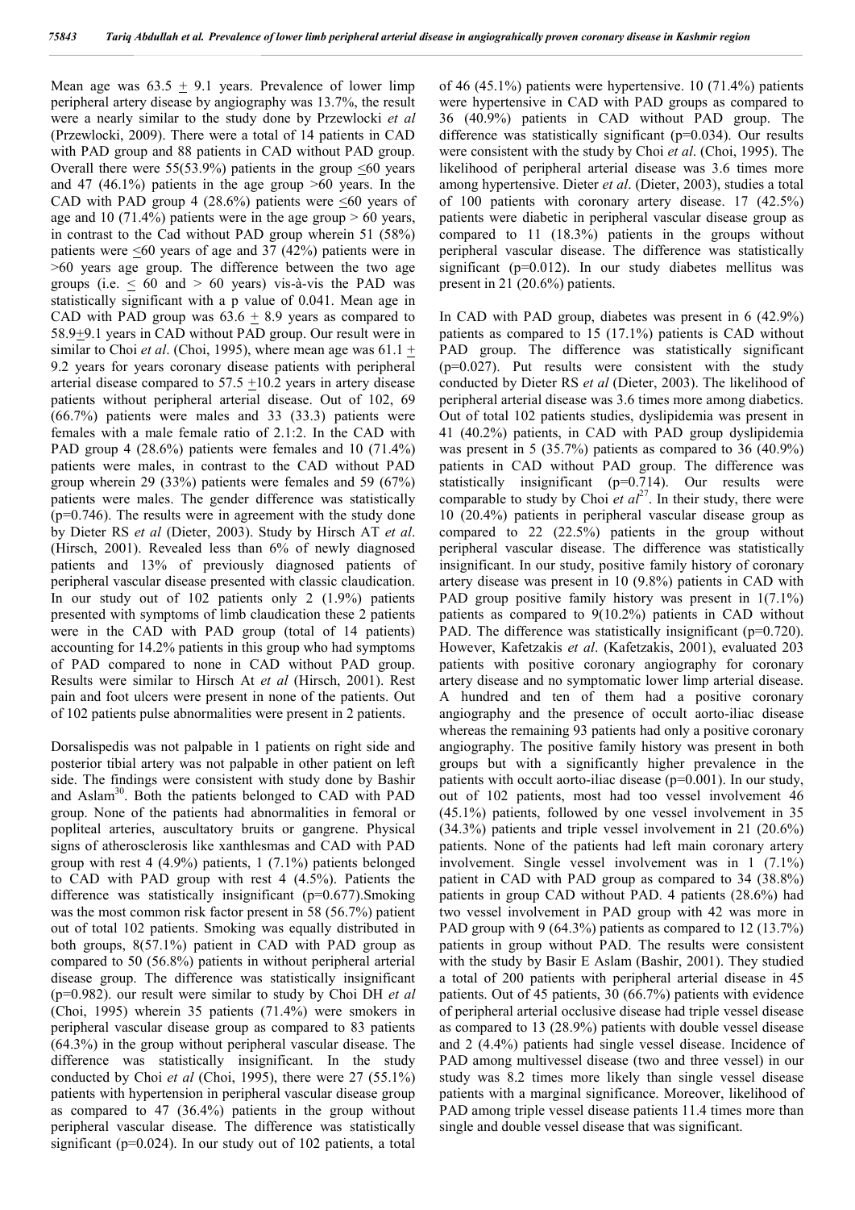Mean age was 63.5 ± 9.1 years. Prevalence of lower limp peripheral artery disease by angiography was 13.7%, the result were a nearly similar to the study done by Przewlocki *et al* (Przewlocki, 2009). There were a total of 14 patients in CAD with PAD group and 88 patients in CAD without PAD group. Overall there were 55(53.9%) patients in the group ≤60 years and 47 (46.1%) patients in the age group >60 years. In the CAD with PAD group 4 (28.6%) patients were ≤60 years of age and 10 (71.4%) patients were in the age group > 60 years, in contrast to the Cad without PAD group wherein 51 (58%) patients were ≤60 years of age and 37 (42%) patients were in >60 years age group. The difference between the two age groups (i.e. ≤ 60 and > 60 years) vis-à-vis the PAD was statistically significant with a p value of 0.041. Mean age in CAD with PAD group was 63.6 ± 8.9 years as compared to 58.9±9.1 years in CAD without PAD group. Our result were in similar to Choi *et al*. (Choi, 1995), where mean age was 61.1 ± 9.2 years for years coronary disease patients with peripheral arterial disease compared to 57.5 ±10.2 years in artery disease patients without peripheral arterial disease. Out of 102, 69 (66.7%) patients were males and 33 (33.3) patients were females with a male female ratio of 2.1:2. In the CAD with PAD group 4 (28.6%) patients were females and 10 (71.4%) patients were males, in contrast to the CAD without PAD group wherein 29 (33%) patients were females and 59 (67%) patients were males. The gender difference was statistically (p=0.746). The results were in agreement with the study done by Dieter RS *et al* (Dieter, 2003). Study by Hirsch AT *et al*. (Hirsch, 2001). Revealed less than 6% of newly diagnosed patients and 13% of previously diagnosed patients of peripheral vascular disease presented with classic claudication. In our study out of 102 patients only 2 (1.9%) patients presented with symptoms of limb claudication these 2 patients were in the CAD with PAD group (total of 14 patients) accounting for 14.2% patients in this group who had symptoms of PAD compared to none in CAD without PAD group. Results were similar to Hirsch At *et al* (Hirsch, 2001). Rest pain and foot ulcers were present in none of the patients. Out of 102 patients pulse abnormalities were present in 2 patients.

Dorsalispedis was not palpable in 1 patients on right side and posterior tibial artery was not palpable in other patient on left side. The findings were consistent with study done by Bashir and Aslam[30]. Both the patients belonged to CAD with PAD group. None of the patients had abnormalities in femoral or popliteal arteries, auscultatory bruits or gangrene. Physical signs of atherosclerosis like xanthlesmas and CAD with PAD group with rest 4 (4.9%) patients, 1 (7.1%) patients belonged to CAD with PAD group with rest 4 (4.5%). Patients the difference was statistically insignificant (p=0.677).Smoking was the most common risk factor present in 58 (56.7%) patient out of total 102 patients. Smoking was equally distributed in both groups, 8(57.1%) patient in CAD with PAD group as compared to 50 (56.8%) patients in without peripheral arterial disease group. The difference was statistically insignificant (p=0.982). our result were similar to study by Choi DH *et al* (Choi, 1995) wherein 35 patients (71.4%) were smokers in peripheral vascular disease group as compared to 83 patients (64.3%) in the group without peripheral vascular disease. The difference was statistically insignificant. In the study conducted by Choi *et al* (Choi, 1995), there were 27 (55.1%) patients with hypertension in peripheral vascular disease group as compared to 47 (36.4%) patients in the group without peripheral vascular disease. The difference was statistically significant (p=0.024). In our study out of 102 patients, a total of 46 (45.1%) patients were hypertensive. 10 (71.4%) patients were hypertensive in CAD with PAD groups as compared to 36 (40.9%) patients in CAD without PAD group. The difference was statistically significant (p=0.034). Our results were consistent with the study by Choi *et al*. (Choi, 1995). The likelihood of peripheral arterial disease was 3.6 times more among hypertensive. Dieter *et al*. (Dieter, 2003), studies a total of 100 patients with coronary artery disease. 17 (42.5%) patients were diabetic in peripheral vascular disease group as compared to 11 (18.3%) patients in the groups without peripheral vascular disease. The difference was statistically significant (p=0.012). In our study diabetes mellitus was present in 21 (20.6%) patients.

In CAD with PAD group, diabetes was present in 6 (42.9%) patients as compared to 15 (17.1%) patients is CAD without PAD group. The difference was statistically significant (p=0.027). Put results were consistent with the study conducted by Dieter RS *et al* (Dieter, 2003). The likelihood of peripheral arterial disease was 3.6 times more among diabetics. Out of total 102 patients studies, dyslipidemia was present in 41 (40.2%) patients, in CAD with PAD group dyslipidemia was present in 5 (35.7%) patients as compared to 36 (40.9%) patients in CAD without PAD group. The difference was statistically insignificant (p=0.714). Our results were comparable to study by Choi *et al*[27]. In their study, there were 10 (20.4%) patients in peripheral vascular disease group as compared to 22 (22.5%) patients in the group without peripheral vascular disease. The difference was statistically insignificant. In our study, positive family history of coronary artery disease was present in 10 (9.8%) patients in CAD with PAD group positive family history was present in 1(7.1%) patients as compared to 9(10.2%) patients in CAD without PAD. The difference was statistically insignificant (p=0.720). However, Kafetzakis *et al*. (Kafetzakis, 2001), evaluated 203 patients with positive coronary angiography for coronary artery disease and no symptomatic lower limb arterial disease. A hundred and ten of them had a positive coronary angiography and the presence of occult aorto-iliac disease whereas the remaining 93 patients had only a positive coronary angiography. The positive family history was present in both groups but with a significantly higher prevalence in the patients with occult aorto-iliac disease (p=0.001). In our study, out of 102 patients, most had too vessel involvement 46 (45.1%) patients, followed by one vessel involvement in 35 (34.3%) patients and triple vessel involvement in 21 (20.6%) patients. None of the patients had left main coronary artery involvement. Single vessel involvement was in 1 (7.1%) patient in CAD with PAD group as compared to 34 (38.8%) patients in group CAD without PAD. 4 patients (28.6%) had two vessel involvement in PAD group with 42 was more in PAD group with 9 (64.3%) patients as compared to 12 (13.7%) patients in group without PAD. The results were consistent with the study by Basir E Aslam (Bashir, 2001). They studied a total of 200 patients with peripheral arterial disease in 45 patients. Out of 45 patients, 30 (66.7%) patients with evidence of peripheral arterial occlusive disease had triple vessel disease as compared to 13 (28.9%) patients with double vessel disease and 2 (4.4%) patients had single vessel disease. Incidence of PAD among multivessel disease (two and three vessel) in our study was 8.2 times more likely than single vessel disease patients with a marginal significance. Moreover, likelihood of PAD among triple vessel disease patients 11.4 times more than single and double vessel disease that was significant.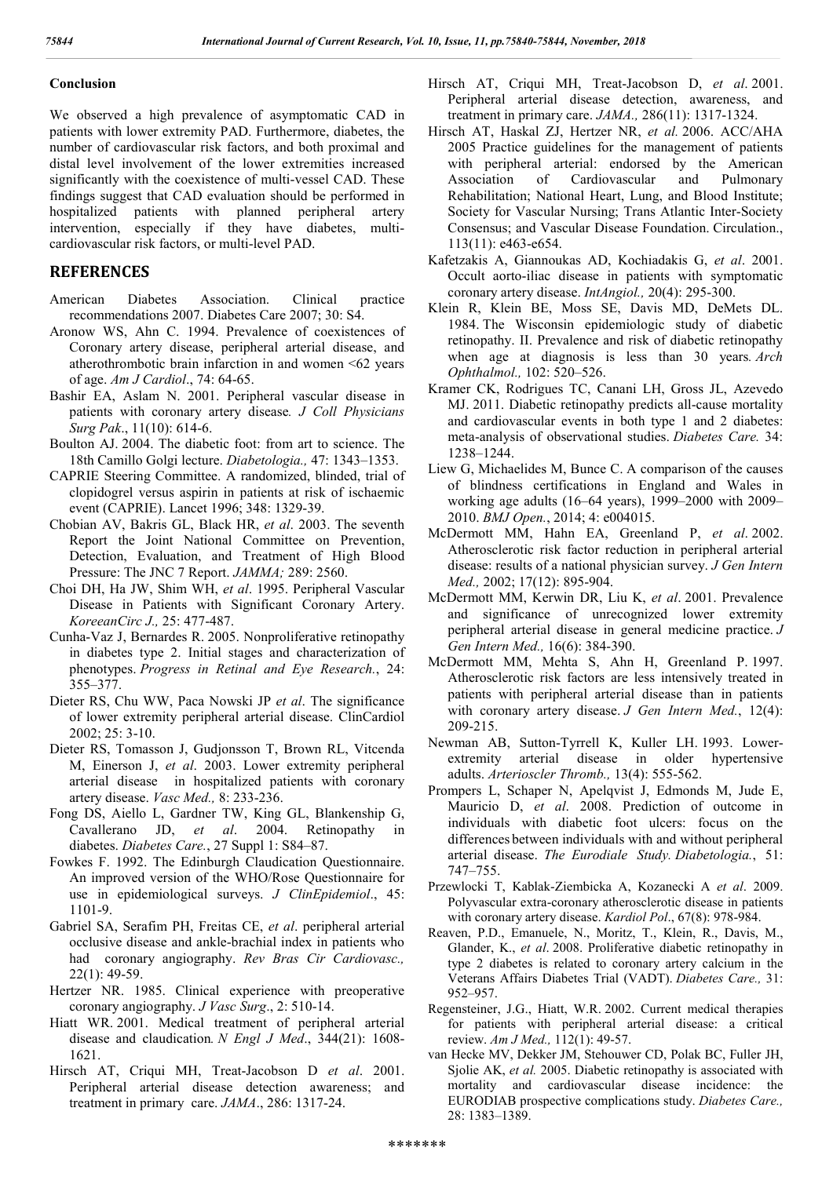## Conclusion

We observed a high prevalence of asymptomatic CAD in patients with lower extremity PAD. Furthermore, diabetes, the number of cardiovascular risk factors, and both proximal and distal level involvement of the lower extremities increased significantly with the coexistence of multi-vessel CAD. These findings suggest that CAD evaluation should be performed in hospitalized patients with planned peripheral artery intervention, especially if they have diabetes, multi-cardiovascular risk factors, or multi-level PAD.

## REFERENCES

American Diabetes Association. Clinical practice recommendations 2007. Diabetes Care 2007; 30: S4.

Aronow WS, Ahn C. 1994. Prevalence of coexistences of Coronary artery disease, peripheral arterial disease, and atherothrombotic brain infarction in and women <62 years of age. *Am J Cardiol*., 74: 64-65.

Bashir EA, Aslam N. 2001. Peripheral vascular disease in patients with coronary artery disease*. J Coll Physicians Surg Pak*., 11(10): 614-6.

Boulton AJ. 2004. The diabetic foot: from art to science. The 18th Camillo Golgi lecture. *Diabetologia.,* 47: 1343–1353.

CAPRIE Steering Committee. A randomized, blinded, trial of clopidogrel versus aspirin in patients at risk of ischaemic event (CAPRIE). Lancet 1996; 348: 1329-39.

Chobian AV, Bakris GL, Black HR, *et al*. 2003. The seventh Report the Joint National Committee on Prevention, Detection, Evaluation, and Treatment of High Blood Pressure: The JNC 7 Report. *JAMMA;* 289: 2560.

Choi DH, Ha JW, Shim WH, *et al*. 1995. Peripheral Vascular Disease in Patients with Significant Coronary Artery. *KoreeanCirc J.,* 25: 477-487.

Cunha-Vaz J, Bernardes R. 2005. Nonproliferative retinopathy in diabetes type 2. Initial stages and characterization of phenotypes. *Progress in Retinal and Eye Research.*, 24: 355–377.

Dieter RS, Chu WW, Paca Nowski JP *et al*. The significance of lower extremity peripheral arterial disease. ClinCardiol 2002; 25: 3-10.

Dieter RS, Tomasson J, Gudjonsson T, Brown RL, Vitcenda M, Einerson J, *et al*. 2003. Lower extremity peripheral arterial disease in hospitalized patients with coronary artery disease. *Vasc Med.,* 8: 233-236.

Fong DS, Aiello L, Gardner TW, King GL, Blankenship G, Cavallerano JD, *et al*. 2004. Retinopathy in diabetes. *Diabetes Care.*, 27 Suppl 1: S84–87.

Fowkes F. 1992. The Edinburgh Claudication Questionnaire. An improved version of the WHO/Rose Questionnaire for use in epidemiological surveys. *J ClinEpidemiol*., 45: 1101-9.

Gabriel SA, Serafim PH, Freitas CE, *et al*. peripheral arterial occlusive disease and ankle-brachial index in patients who had coronary angiography. *Rev Bras Cir Cardiovasc.,* 22(1): 49-59.

Hertzer NR. 1985. Clinical experience with preoperative coronary angiography. *J Vasc Surg*., 2: 510-14.

Hiatt WR. 2001. Medical treatment of peripheral arterial disease and claudication*. N Engl J Med*., 344(21): 1608-1621.

Hirsch AT, Criqui MH, Treat-Jacobson D *et al*. 2001. Peripheral arterial disease detection awareness; and treatment in primary care. *JAMA*., 286: 1317-24.

Hirsch AT, Criqui MH, Treat-Jacobson D, *et al*. 2001. Peripheral arterial disease detection, awareness, and treatment in primary care. *JAMA.,* 286(11): 1317-1324.

Hirsch AT, Haskal ZJ, Hertzer NR, *et al.* 2006. ACC/AHA 2005 Practice guidelines for the management of patients with peripheral arterial: endorsed by the American Association of Cardiovascular and Pulmonary Rehabilitation; National Heart, Lung, and Blood Institute; Society for Vascular Nursing; Trans Atlantic Inter-Society Consensus; and Vascular Disease Foundation. Circulation., 113(11): e463-e654.

Kafetzakis A, Giannoukas AD, Kochiadakis G, *et al*. 2001. Occult aorto-iliac disease in patients with symptomatic coronary artery disease. *IntAngiol.,* 20(4): 295-300.

Klein R, Klein BE, Moss SE, Davis MD, DeMets DL. 1984. The Wisconsin epidemiologic study of diabetic retinopathy. II. Prevalence and risk of diabetic retinopathy when age at diagnosis is less than 30 years*. Arch Ophthalmol.,* 102: 520–526.

Kramer CK, Rodrigues TC, Canani LH, Gross JL, Azevedo MJ. 2011. Diabetic retinopathy predicts all-cause mortality and cardiovascular events in both type 1 and 2 diabetes: meta-analysis of observational studies. *Diabetes Care.* 34: 1238–1244.

Liew G, Michaelides M, Bunce C. A comparison of the causes of blindness certifications in England and Wales in working age adults (16–64 years), 1999–2000 with 2009–2010. *BMJ Open.*, 2014; 4: e004015.

McDermott MM, Hahn EA, Greenland P, *et al*. 2002. Atherosclerotic risk factor reduction in peripheral arterial disease: results of a national physician survey. *J Gen Intern Med.,* 2002; 17(12): 895-904.

McDermott MM, Kerwin DR, Liu K, *et al*. 2001. Prevalence and significance of unrecognized lower extremity peripheral arterial disease in general medicine practice. *J Gen Intern Med.,* 16(6): 384-390.

McDermott MM, Mehta S, Ahn H, Greenland P. 1997. Atherosclerotic risk factors are less intensively treated in patients with peripheral arterial disease than in patients with coronary artery disease. *J Gen Intern Med.*, 12(4): 209-215.

Newman AB, Sutton-Tyrrell K, Kuller LH. 1993. Lower-extremity arterial disease in older hypertensive adults. *Arterioscler Thromb.,* 13(4): 555-562.

Prompers L, Schaper N, Apelqvist J, Edmonds M, Jude E, Mauricio D, *et al*. 2008. Prediction of outcome in individuals with diabetic foot ulcers: focus on the differences between individuals with and without peripheral arterial disease. *The Eurodiale Study. Diabetologia.*, 51: 747–755.

Przewlocki T, Kablak-Ziembicka A, Kozanecki A *et al*. 2009. Polyvascular extra-coronary atherosclerotic disease in patients with coronary artery disease. *Kardiol Pol*., 67(8): 978-984.

Reaven, P.D., Emanuele, N., Moritz, T., Klein, R., Davis, M., Glander, K., *et al*. 2008. Proliferative diabetic retinopathy in type 2 diabetes is related to coronary artery calcium in the Veterans Affairs Diabetes Trial (VADT). *Diabetes Care.,* 31: 952–957.

Regensteiner, J.G., Hiatt, W.R. 2002. Current medical therapies for patients with peripheral arterial disease: a critical review. *Am J Med.,* 112(1): 49-57.

van Hecke MV, Dekker JM, Stehouwer CD, Polak BC, Fuller JH, Sjolie AK, *et al.* 2005. Diabetic retinopathy is associated with mortality and cardiovascular disease incidence: the EURODIAB prospective complications study. *Diabetes Care.,* 28: 1383–1389.

\*\*\*\*\*\*\*